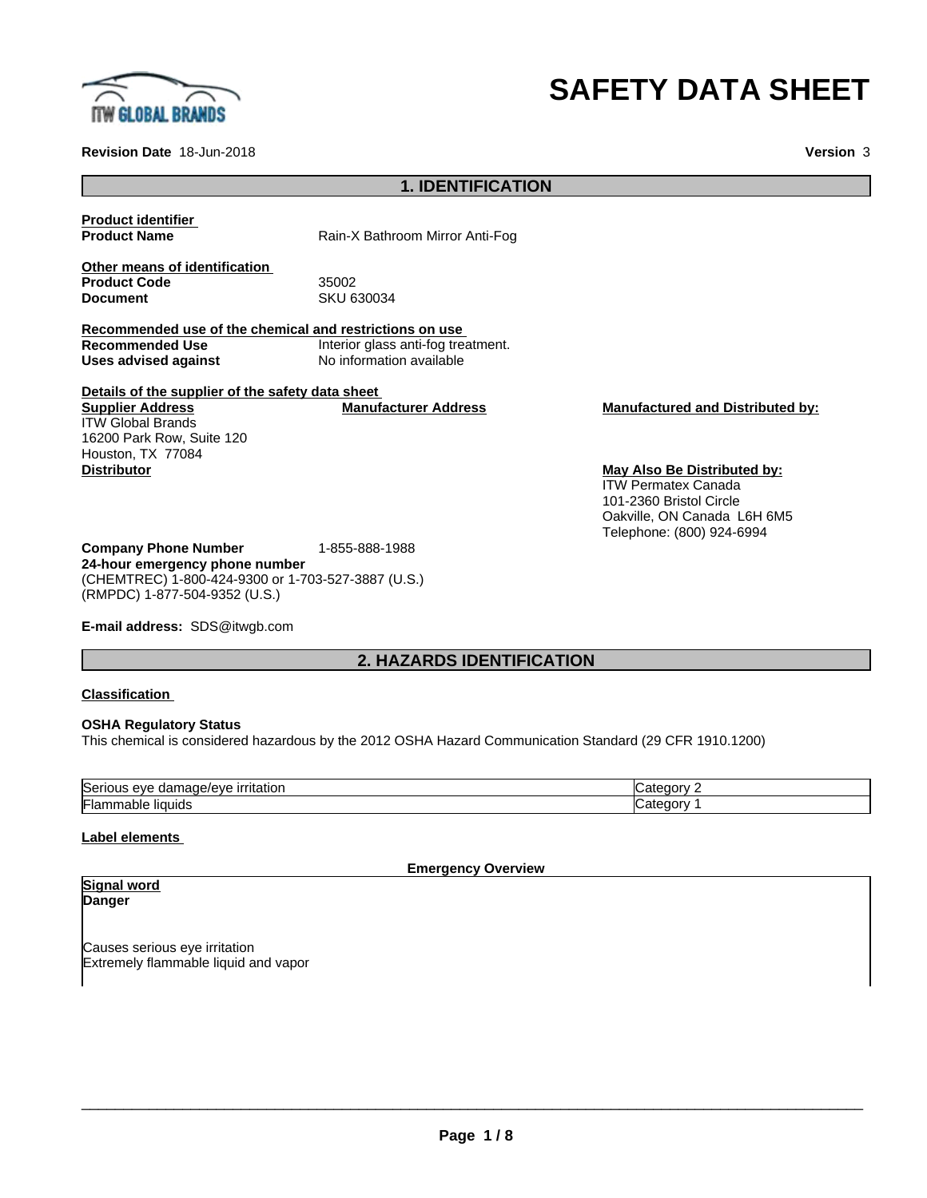# SAFETY DATA SHEET

**Revision Date** 18-Jun-2018

**Version** 3

## 1. IDENTIFICATION

**Product identifier**

**Product Name** Rain-X Bathroom Mirror Anti-Fog

**Other means of identification**

**Product Code** 35002

**Document** SKU 630034

**Recommended use of the chemical and restrictions on use**

**Recommended Use** Interior glass anti-fog treatment.

**Uses advised against** No information available

**Details of the supplier of the safety data sheet**

**Supplier Address**
ITW Global Brands
16200 Park Row, Suite 120
Houston, TX 77084

**Manufacturer Address**

**Manufactured and Distributed by:**

**Distributor**

**May Also Be Distributed by:**
ITW Permatex Canada
101-2360 Bristol Circle
Oakville, ON Canada L6H 6M5
Telephone: (800) 924-6994

**Company Phone Number** 1-855-888-1988

**24-hour emergency phone number**
(CHEMTREC) 1-800-424-9300 or 1-703-527-3887 (U.S.)
(RMPDC) 1-877-504-9352 (U.S.)

**E-mail address:** SDS@itwgb.com

## 2. HAZARDS IDENTIFICATION

**Classification**

**OSHA Regulatory Status**
This chemical is considered hazardous by the 2012 OSHA Hazard Communication Standard (29 CFR 1910.1200)

| | |
|---|---|
| Serious eye damage/eye irritation | Category 2 |
| Flammable liquids | Category 1 |

**Label elements**

**Emergency Overview**

**Signal word**
**Danger**

Causes serious eye irritation
Extremely flammable liquid and vapor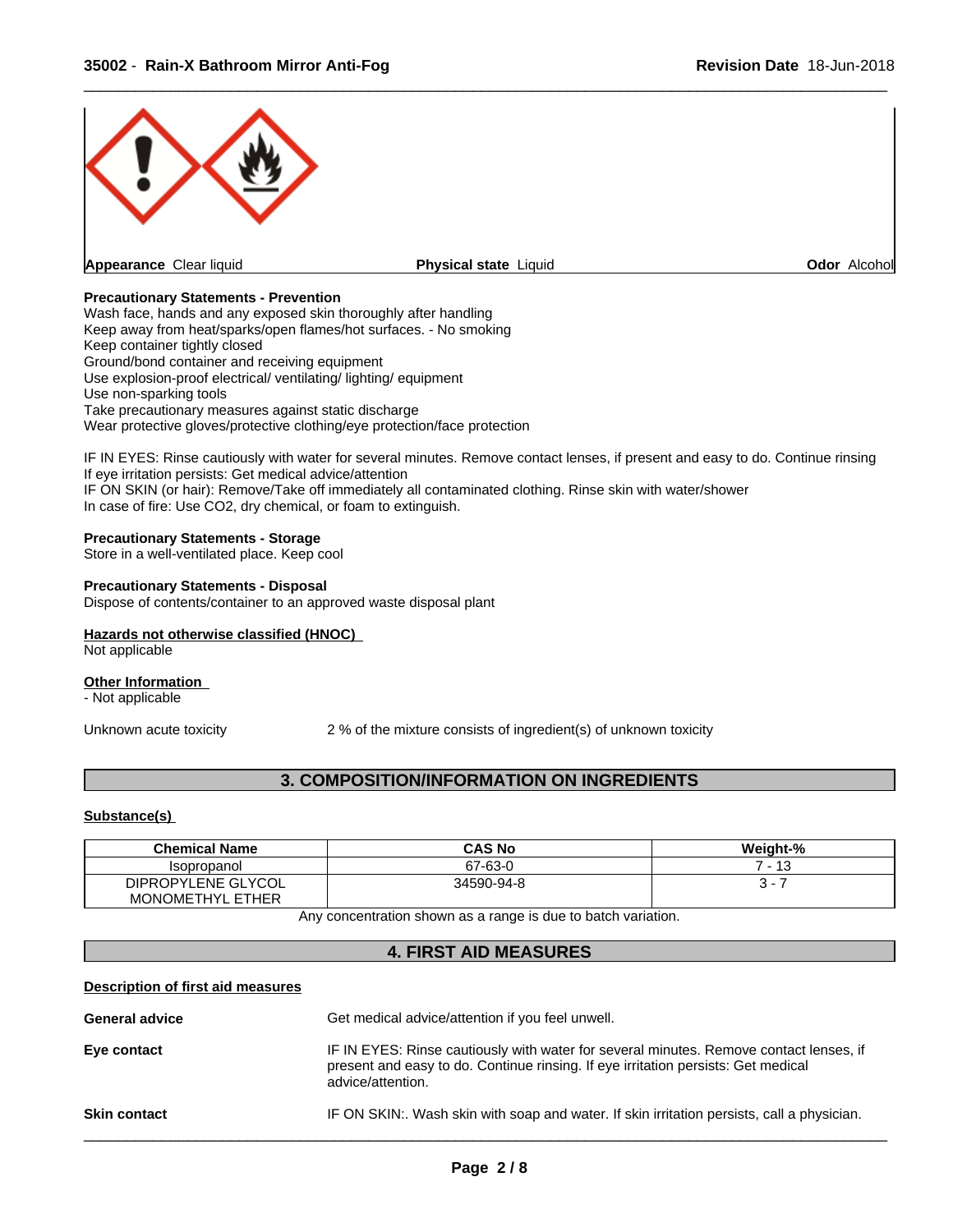**Appearance** Clear liquid | **Physical state** Liquid | **Odor** Alcohol

**Precautionary Statements - Prevention**
Wash face, hands and any exposed skin thoroughly after handling
Keep away from heat/sparks/open flames/hot surfaces. - No smoking
Keep container tightly closed
Ground/bond container and receiving equipment
Use explosion-proof electrical/ ventilating/ lighting/ equipment
Use non-sparking tools
Take precautionary measures against static discharge
Wear protective gloves/protective clothing/eye protection/face protection

IF IN EYES: Rinse cautiously with water for several minutes. Remove contact lenses, if present and easy to do. Continue rinsing
If eye irritation persists: Get medical advice/attention
IF ON SKIN (or hair): Remove/Take off immediately all contaminated clothing. Rinse skin with water/shower
In case of fire: Use CO2, dry chemical, or foam to extinguish.

**Precautionary Statements - Storage**
Store in a well-ventilated place. Keep cool

**Precautionary Statements - Disposal**
Dispose of contents/container to an approved waste disposal plant

**Hazards not otherwise classified (HNOC)**
Not applicable

**Other Information**
- Not applicable

Unknown acute toxicity — 2 % of the mixture consists of ingredient(s) of unknown toxicity

## 3. COMPOSITION/INFORMATION ON INGREDIENTS

**Substance(s)**

| Chemical Name | CAS No | Weight-% |
|---|---|---|
| Isopropanol | 67-63-0 | 7 - 13 |
| DIPROPYLENE GLYCOL MONOMETHYL ETHER | 34590-94-8 | 3 - 7 |

Any concentration shown as a range is due to batch variation.

## 4. FIRST AID MEASURES

**Description of first aid measures**

**General advice** — Get medical advice/attention if you feel unwell.

**Eye contact** — IF IN EYES: Rinse cautiously with water for several minutes. Remove contact lenses, if present and easy to do. Continue rinsing. If eye irritation persists: Get medical advice/attention.

**Skin contact** — IF ON SKIN:. Wash skin with soap and water. If skin irritation persists, call a physician.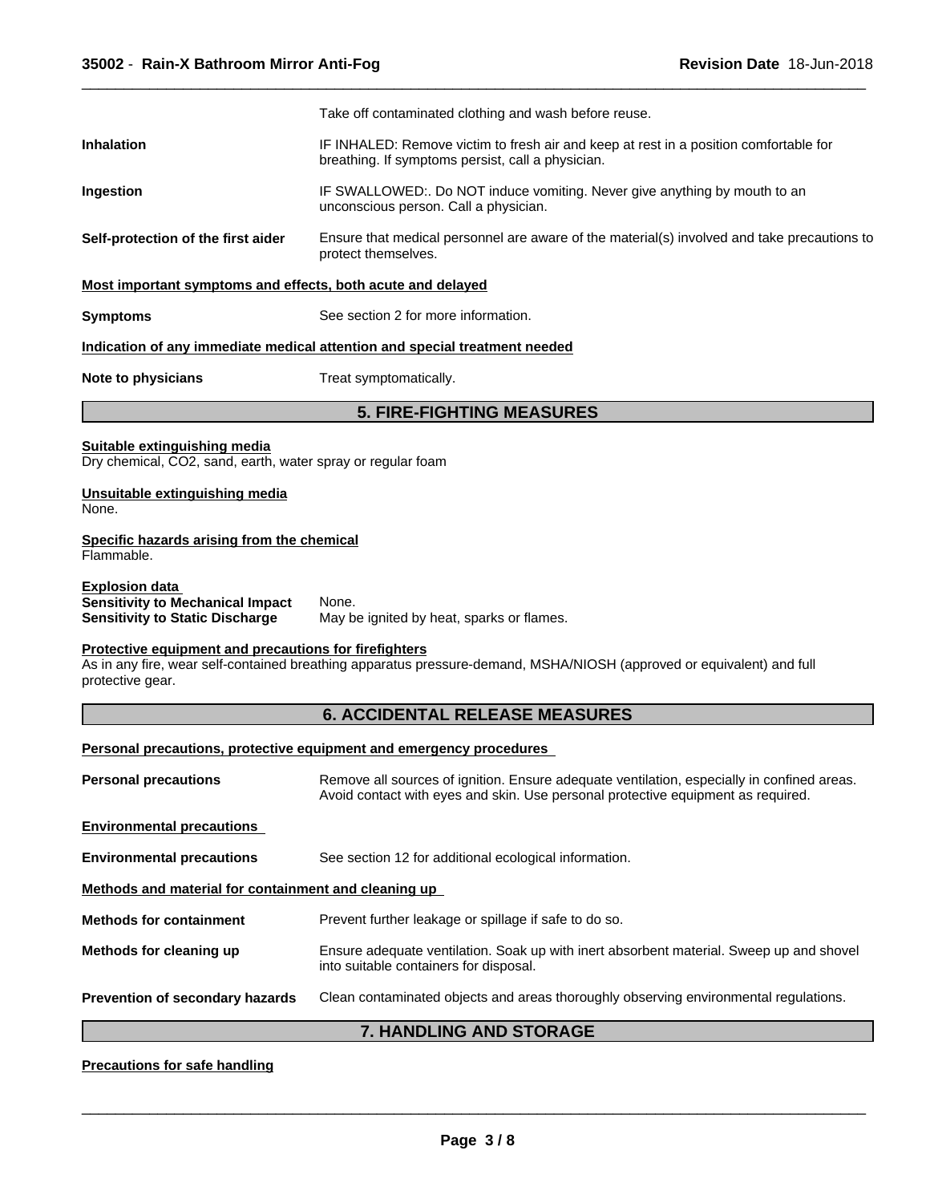Take off contaminated clothing and wash before reuse.

**Inhalation** IF INHALED: Remove victim to fresh air and keep at rest in a position comfortable for breathing. If symptoms persist, call a physician.

**Ingestion** IF SWALLOWED:. Do NOT induce vomiting. Never give anything by mouth to an unconscious person. Call a physician.

**Self-protection of the first aider** Ensure that medical personnel are aware of the material(s) involved and take precautions to protect themselves.

**Most important symptoms and effects, both acute and delayed**

**Symptoms** See section 2 for more information.

**Indication of any immediate medical attention and special treatment needed**

**Note to physicians** Treat symptomatically.

## 5. FIRE-FIGHTING MEASURES

**Suitable extinguishing media**
Dry chemical, $CO_2$, sand, earth, water spray or regular foam

**Unsuitable extinguishing media**
None.

**Specific hazards arising from the chemical**
Flammable.

**Explosion data**
**Sensitivity to Mechanical Impact** None.
**Sensitivity to Static Discharge** May be ignited by heat, sparks or flames.

**Protective equipment and precautions for firefighters**
As in any fire, wear self-contained breathing apparatus pressure-demand, MSHA/NIOSH (approved or equivalent) and full protective gear.

## 6. ACCIDENTAL RELEASE MEASURES

**Personal precautions, protective equipment and emergency procedures**

**Personal precautions** Remove all sources of ignition. Ensure adequate ventilation, especially in confined areas. Avoid contact with eyes and skin. Use personal protective equipment as required.

**Environmental precautions**

**Environmental precautions** See section 12 for additional ecological information.

**Methods and material for containment and cleaning up**

**Methods for containment** Prevent further leakage or spillage if safe to do so.

**Methods for cleaning up** Ensure adequate ventilation. Soak up with inert absorbent material. Sweep up and shovel into suitable containers for disposal.

**Prevention of secondary hazards** Clean contaminated objects and areas thoroughly observing environmental regulations.

## 7. HANDLING AND STORAGE

**Precautions for safe handling**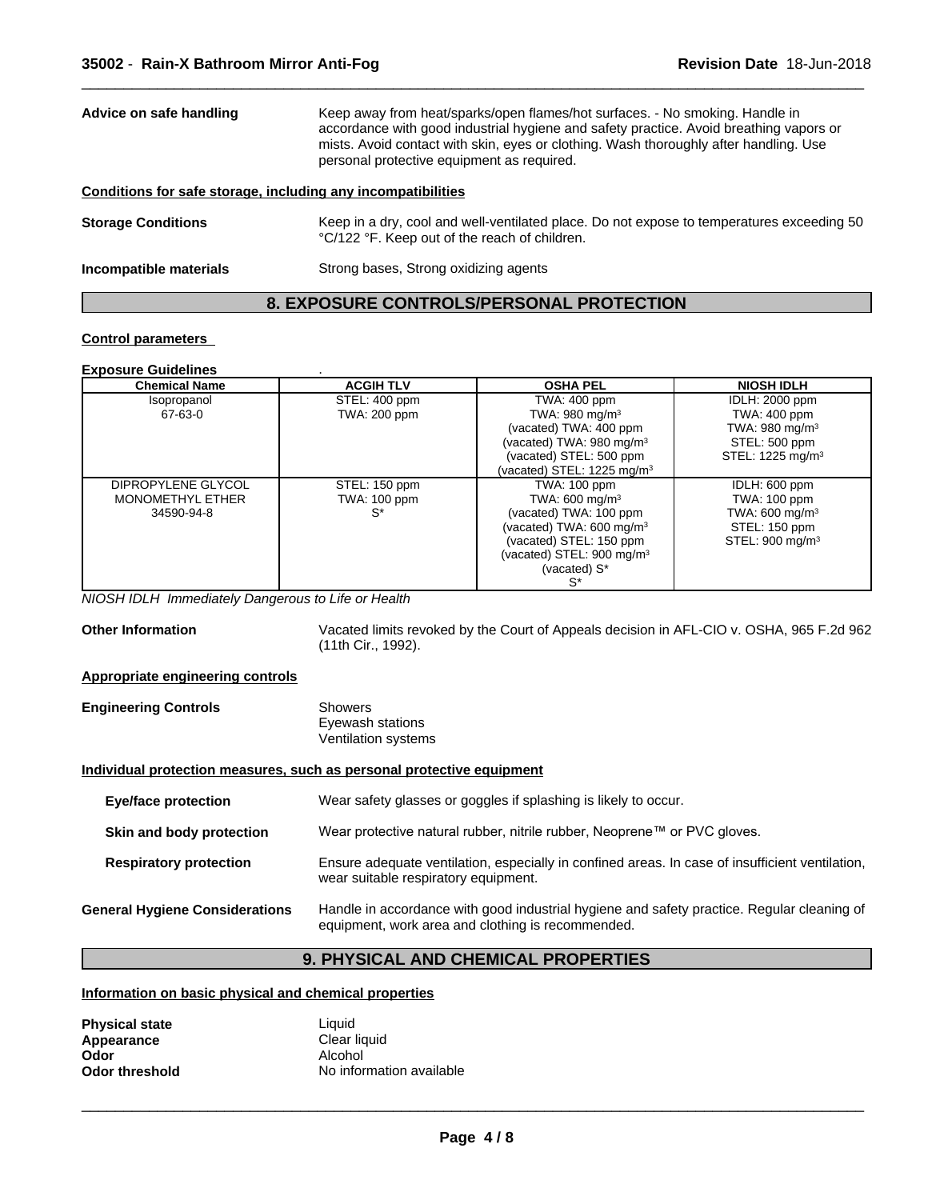**Advice on safe handling** Keep away from heat/sparks/open flames/hot surfaces. - No smoking. Handle in accordance with good industrial hygiene and safety practice. Avoid breathing vapors or mists. Avoid contact with skin, eyes or clothing. Wash thoroughly after handling. Use personal protective equipment as required.

**Conditions for safe storage, including any incompatibilities**

**Storage Conditions** Keep in a dry, cool and well-ventilated place. Do not expose to temperatures exceeding 50 °C/122 °F. Keep out of the reach of children.

**Incompatible materials** Strong bases, Strong oxidizing agents

## 8. EXPOSURE CONTROLS/PERSONAL PROTECTION

**Control parameters**

**Exposure Guidelines** .

| Chemical Name | ACGIH TLV | OSHA PEL | NIOSH IDLH |
|---|---|---|---|
| Isopropanol<br>67-63-0 | STEL: 400 ppm<br>TWA: 200 ppm | TWA: 400 ppm<br>TWA: 980 mg/m$^3$<br>(vacated) TWA: 400 ppm<br>(vacated) TWA: 980 mg/m$^3$<br>(vacated) STEL: 500 ppm<br>(vacated) STEL: 1225 mg/m$^3$ | IDLH: 2000 ppm<br>TWA: 400 ppm<br>TWA: 980 mg/m$^3$<br>STEL: 500 ppm<br>STEL: 1225 mg/m$^3$ |
| DIPROPYLENE GLYCOL MONOMETHYL ETHER<br>34590-94-8 | STEL: 150 ppm<br>TWA: 100 ppm<br>S* | TWA: 100 ppm<br>TWA: 600 mg/m$^3$<br>(vacated) TWA: 100 ppm<br>(vacated) TWA: 600 mg/m$^3$<br>(vacated) STEL: 150 ppm<br>(vacated) STEL: 900 mg/m$^3$<br>(vacated) S*<br>S* | IDLH: 600 ppm<br>TWA: 100 ppm<br>TWA: 600 mg/m$^3$<br>STEL: 150 ppm<br>STEL: 900 mg/m$^3$ |

*NIOSH IDLH Immediately Dangerous to Life or Health*

**Other Information** Vacated limits revoked by the Court of Appeals decision in AFL-CIO v. OSHA, 965 F.2d 962 (11th Cir., 1992).

**Appropriate engineering controls**

**Engineering Controls** Showers
Eyewash stations
Ventilation systems

**Individual protection measures, such as personal protective equipment**

**Eye/face protection** Wear safety glasses or goggles if splashing is likely to occur.

**Skin and body protection** Wear protective natural rubber, nitrile rubber, Neoprene™ or PVC gloves.

**Respiratory protection** Ensure adequate ventilation, especially in confined areas. In case of insufficient ventilation, wear suitable respiratory equipment.

**General Hygiene Considerations** Handle in accordance with good industrial hygiene and safety practice. Regular cleaning of equipment, work area and clothing is recommended.

## 9. PHYSICAL AND CHEMICAL PROPERTIES

**Information on basic physical and chemical properties**

**Physical state** Liquid
**Appearance** Clear liquid
**Odor** Alcohol
**Odor threshold** No information available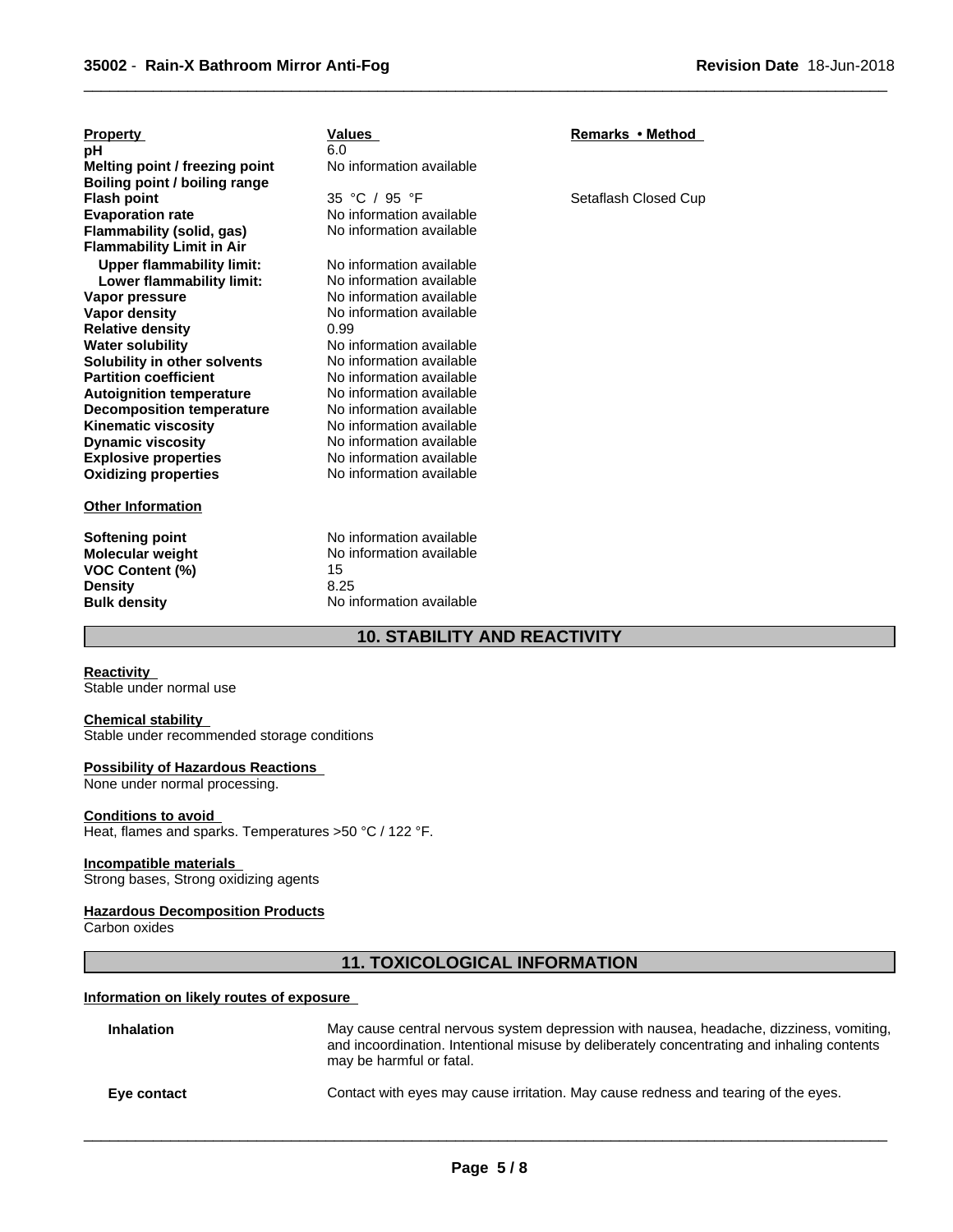| Property | Values | Remarks • Method |
| --- | --- | --- |
| **pH** | 6.0 | |
| **Melting point / freezing point** | No information available | |
| **Boiling point / boiling range** | | |
| **Flash point** | 35 °C / 95 °F | Setaflash Closed Cup |
| **Evaporation rate** | No information available | |
| **Flammability (solid, gas)** | No information available | |
| **Flammability Limit in Air** | | |
| **Upper flammability limit:** | No information available | |
| **Lower flammability limit:** | No information available | |
| **Vapor pressure** | No information available | |
| **Vapor density** | No information available | |
| **Relative density** | 0.99 | |
| **Water solubility** | No information available | |
| **Solubility in other solvents** | No information available | |
| **Partition coefficient** | No information available | |
| **Autoignition temperature** | No information available | |
| **Decomposition temperature** | No information available | |
| **Kinematic viscosity** | No information available | |
| **Dynamic viscosity** | No information available | |
| **Explosive properties** | No information available | |
| **Oxidizing properties** | No information available | |

**Other Information**

| | |
| --- | --- |
| **Softening point** | No information available |
| **Molecular weight** | No information available |
| **VOC Content (%)** | 15 |
| **Density** | 8.25 |
| **Bulk density** | No information available |

## 10. STABILITY AND REACTIVITY

**Reactivity**
Stable under normal use

**Chemical stability**
Stable under recommended storage conditions

**Possibility of Hazardous Reactions**
None under normal processing.

**Conditions to avoid**
Heat, flames and sparks. Temperatures >50 °C / 122 °F.

**Incompatible materials**
Strong bases, Strong oxidizing agents

**Hazardous Decomposition Products**
Carbon oxides

## 11. TOXICOLOGICAL INFORMATION

**Information on likely routes of exposure**

**Inhalation** — May cause central nervous system depression with nausea, headache, dizziness, vomiting, and incoordination. Intentional misuse by deliberately concentrating and inhaling contents may be harmful or fatal.

**Eye contact** — Contact with eyes may cause irritation. May cause redness and tearing of the eyes.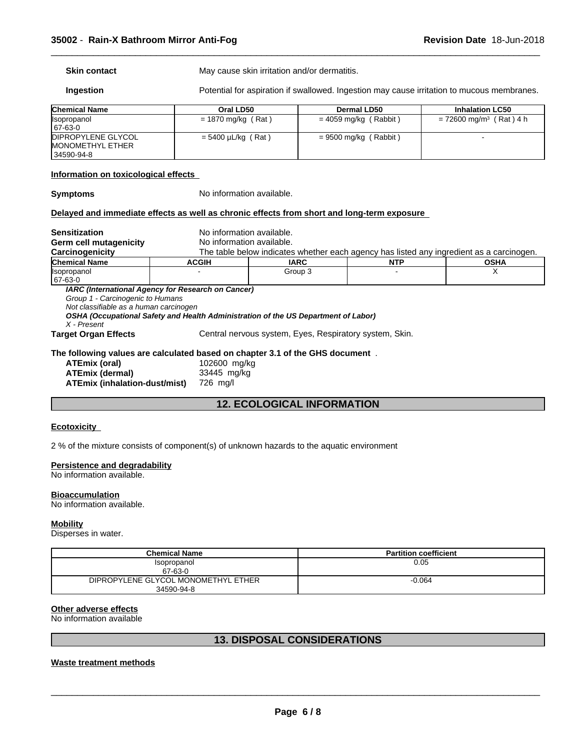**Skin contact** May cause skin irritation and/or dermatitis.

**Ingestion** Potential for aspiration if swallowed. Ingestion may cause irritation to mucous membranes.

| Chemical Name | Oral LD50 | Dermal LD50 | Inhalation LC50 |
|---|---|---|---|
| Isopropanol<br>67-63-0 | = 1870 mg/kg ( Rat ) | = 4059 mg/kg ( Rabbit ) | = 72600 mg/m³ ( Rat ) 4 h |
| DIPROPYLENE GLYCOL MONOMETHYL ETHER<br>34590-94-8 | = 5400 µL/kg ( Rat ) | = 9500 mg/kg ( Rabbit ) | - |

**Information on toxicological effects**

**Symptoms** No information available.

**Delayed and immediate effects as well as chronic effects from short and long-term exposure**

**Sensitization** No information available.
**Germ cell mutagenicity** No information available.
**Carcinogenicity** The table below indicates whether each agency has listed any ingredient as a carcinogen.

| Chemical Name | ACGIH | IARC | NTP | OSHA |
|---|---|---|---|---|
| Isopropanol<br>67-63-0 | - | Group 3 | - | X |

***IARC (International Agency for Research on Cancer)***
*Group 1 - Carcinogenic to Humans*
*Not classifiable as a human carcinogen*
***OSHA (Occupational Safety and Health Administration of the US Department of Labor)***
*X - Present*

**Target Organ Effects** Central nervous system, Eyes, Respiratory system, Skin.

**The following values are calculated based on chapter 3.1 of the GHS document** .

**ATEmix (oral)** 102600 mg/kg
**ATEmix (dermal)** 33445 mg/kg
**ATEmix (inhalation-dust/mist)** 726 mg/l

## 12. ECOLOGICAL INFORMATION

**Ecotoxicity**

2 % of the mixture consists of component(s) of unknown hazards to the aquatic environment

**Persistence and degradability**
No information available.

**Bioaccumulation**
No information available.

**Mobility**
Disperses in water.

| Chemical Name | Partition coefficient |
|---|---|
| Isopropanol<br>67-63-0 | 0.05 |
| DIPROPYLENE GLYCOL MONOMETHYL ETHER<br>34590-94-8 | -0.064 |

**Other adverse effects**
No information available

## 13. DISPOSAL CONSIDERATIONS

**Waste treatment methods**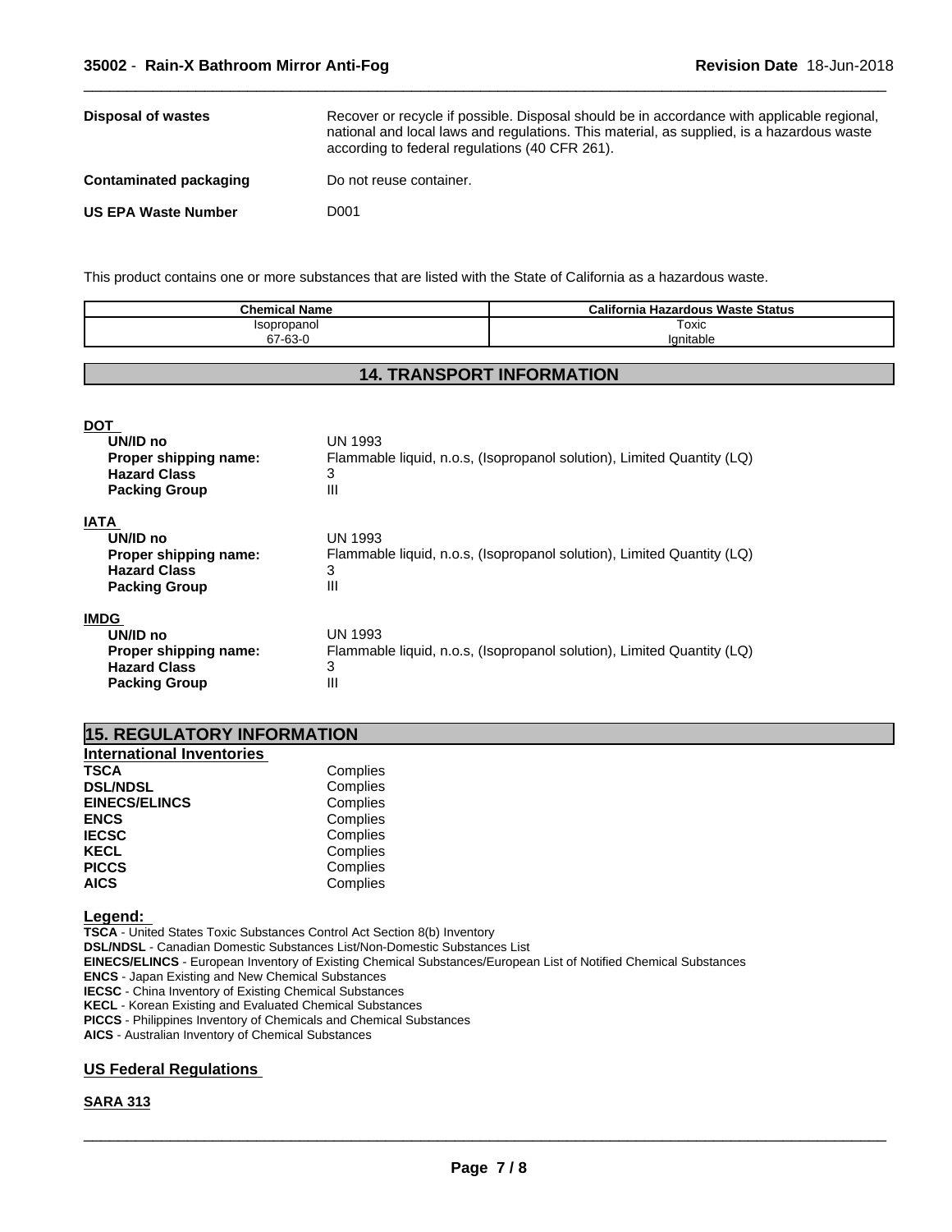| | |
|---|---|
| **Disposal of wastes** | Recover or recycle if possible. Disposal should be in accordance with applicable regional, national and local laws and regulations. This material, as supplied, is a hazardous waste according to federal regulations (40 CFR 261). |
| **Contaminated packaging** | Do not reuse container. |
| **US EPA Waste Number** | D001 |

This product contains one or more substances that are listed with the State of California as a hazardous waste.

| Chemical Name | California Hazardous Waste Status |
|---|---|
| Isopropanol<br>67-63-0 | Toxic<br>Ignitable |

## 14. TRANSPORT INFORMATION

**DOT**

| | |
|---|---|
| **UN/ID no** | UN 1993 |
| **Proper shipping name:** | Flammable liquid, n.o.s, (Isopropanol solution), Limited Quantity (LQ) |
| **Hazard Class** | 3 |
| **Packing Group** | III |

**IATA**

| | |
|---|---|
| **UN/ID no** | UN 1993 |
| **Proper shipping name:** | Flammable liquid, n.o.s, (Isopropanol solution), Limited Quantity (LQ) |
| **Hazard Class** | 3 |
| **Packing Group** | III |

**IMDG**

| | |
|---|---|
| **UN/ID no** | UN 1993 |
| **Proper shipping name:** | Flammable liquid, n.o.s, (Isopropanol solution), Limited Quantity (LQ) |
| **Hazard Class** | 3 |
| **Packing Group** | III |

## 15. REGULATORY INFORMATION

**International Inventories**

| | |
|---|---|
| **TSCA** | Complies |
| **DSL/NDSL** | Complies |
| **EINECS/ELINCS** | Complies |
| **ENCS** | Complies |
| **IECSC** | Complies |
| **KECL** | Complies |
| **PICCS** | Complies |
| **AICS** | Complies |

**Legend:**

**TSCA** - United States Toxic Substances Control Act Section 8(b) Inventory
**DSL/NDSL** - Canadian Domestic Substances List/Non-Domestic Substances List
**EINECS/ELINCS** - European Inventory of Existing Chemical Substances/European List of Notified Chemical Substances
**ENCS** - Japan Existing and New Chemical Substances
**IECSC** - China Inventory of Existing Chemical Substances
**KECL** - Korean Existing and Evaluated Chemical Substances
**PICCS** - Philippines Inventory of Chemicals and Chemical Substances
**AICS** - Australian Inventory of Chemical Substances

### US Federal Regulations

**SARA 313**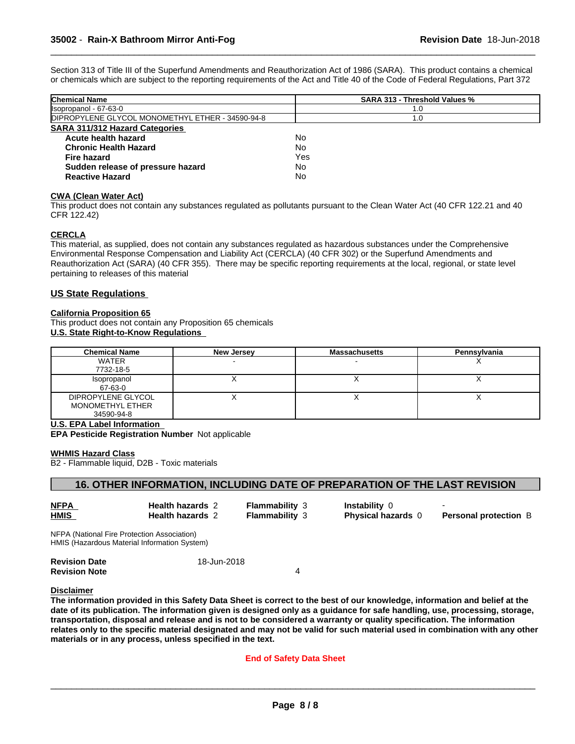Section 313 of Title III of the Superfund Amendments and Reauthorization Act of 1986 (SARA). This product contains a chemical or chemicals which are subject to the reporting requirements of the Act and Title 40 of the Code of Federal Regulations, Part 372

| Chemical Name | SARA 313 - Threshold Values % |
|---|---|
| Isopropanol - 67-63-0 | 1.0 |
| DIPROPYLENE GLYCOL MONOMETHYL ETHER - 34590-94-8 | 1.0 |

**SARA 311/312 Hazard Categories**

| | |
|---|---|
| **Acute health hazard** | No |
| **Chronic Health Hazard** | No |
| **Fire hazard** | Yes |
| **Sudden release of pressure hazard** | No |
| **Reactive Hazard** | No |

**CWA (Clean Water Act)**

This product does not contain any substances regulated as pollutants pursuant to the Clean Water Act (40 CFR 122.21 and 40 CFR 122.42)

**CERCLA**

This material, as supplied, does not contain any substances regulated as hazardous substances under the Comprehensive Environmental Response Compensation and Liability Act (CERCLA) (40 CFR 302) or the Superfund Amendments and Reauthorization Act (SARA) (40 CFR 355). There may be specific reporting requirements at the local, regional, or state level pertaining to releases of this material

## US State Regulations

**California Proposition 65**

This product does not contain any Proposition 65 chemicals

**U.S. State Right-to-Know Regulations**

| Chemical Name | New Jersey | Massachusetts | Pennsylvania |
|---|---|---|---|
| WATER 7732-18-5 | - | - | X |
| Isopropanol 67-63-0 | X | X | X |
| DIPROPYLENE GLYCOL MONOMETHYL ETHER 34590-94-8 | X | X | X |

**U.S. EPA Label Information**

**EPA Pesticide Registration Number** Not applicable

**WHMIS Hazard Class**

B2 - Flammable liquid, D2B - Toxic materials

## 16. OTHER INFORMATION, INCLUDING DATE OF PREPARATION OF THE LAST REVISION

| | | | | |
|---|---|---|---|---|
| **NFPA** | **Health hazards** 2 | **Flammability** 3 | **Instability** 0 | - |
| **HMIS** | **Health hazards** 2 | **Flammability** 3 | **Physical hazards** 0 | **Personal protection** B |

NFPA (National Fire Protection Association)
HMIS (Hazardous Material Information System)

**Revision Date** 18-Jun-2018
**Revision Note** 4

**Disclaimer**

**The information provided in this Safety Data Sheet is correct to the best of our knowledge, information and belief at the date of its publication. The information given is designed only as a guidance for safe handling, use, processing, storage, transportation, disposal and release and is not to be considered a warranty or quality specification. The information relates only to the specific material designated and may not be valid for such material used in combination with any other materials or in any process, unless specified in the text.**

**End of Safety Data Sheet**